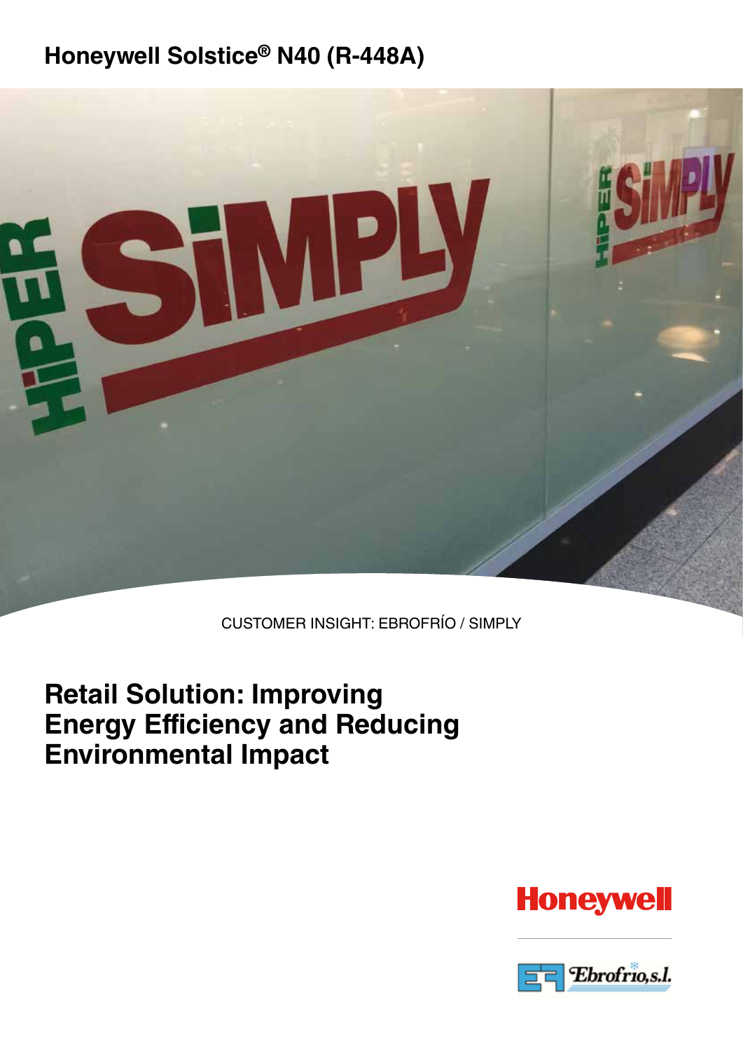# Honeywell Solstice® N40 (R-448A)

CUSTOMER INSIGHT: EBROFRÍO / SIMPLY

## Retail Solution: Improving Energy Efficiency and Reducing Environmental Impact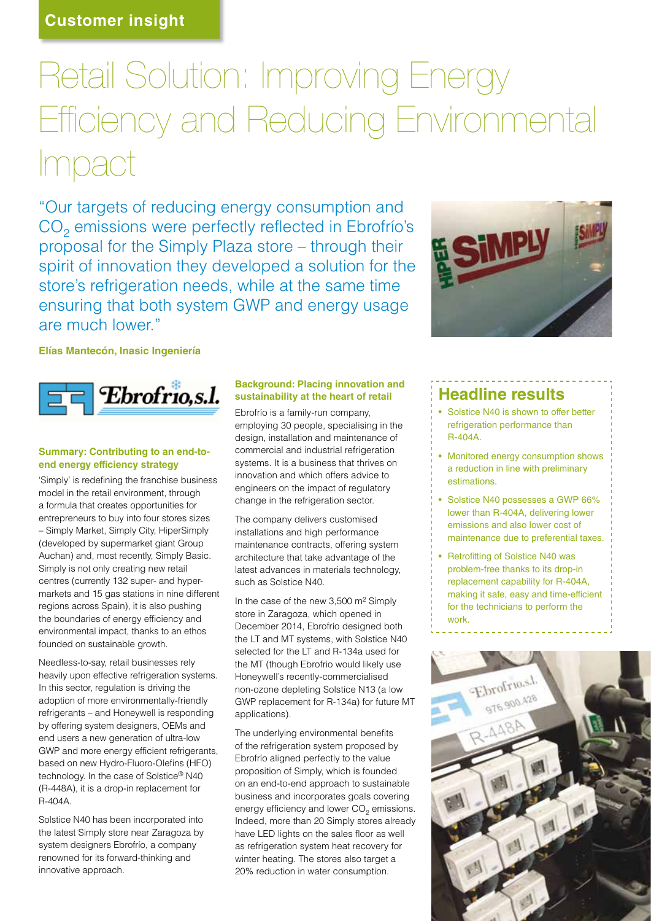**Customer insight**

# Retail Solution: Improving Energy Efficiency and Reducing Environmental Impact

"Our targets of reducing energy consumption and $CO_2$ emissions were perfectly reflected in Ebrofrío's proposal for the Simply Plaza store – through their spirit of innovation they developed a solution for the store's refrigeration needs, while at the same time ensuring that both system GWP and energy usage are much lower."

**Elías Mantecón, Inasic Ingeniería**

### Summary: Contributing to an end-to-end energy efficiency strategy

'Simply' is redefining the franchise business model in the retail environment, through a formula that creates opportunities for entrepreneurs to buy into four stores sizes – Simply Market, Simply City, HiperSimply (developed by supermarket giant Group Auchan) and, most recently, Simply Basic. Simply is not only creating new retail centres (currently 132 super- and hyper-markets and 15 gas stations in nine different regions across Spain), it is also pushing the boundaries of energy efficiency and environmental impact, thanks to an ethos founded on sustainable growth.

Needless-to-say, retail businesses rely heavily upon effective refrigeration systems. In this sector, regulation is driving the adoption of more environmentally-friendly refrigerants – and Honeywell is responding by offering system designers, OEMs and end users a new generation of ultra-low GWP and more energy efficient refrigerants, based on new Hydro-Fluoro-Olefins (HFO) technology. In the case of Solstice® N40 (R-448A), it is a drop-in replacement for R-404A.

Solstice N40 has been incorporated into the latest Simply store near Zaragoza by system designers Ebrofrío, a company renowned for its forward-thinking and innovative approach.

### Background: Placing innovation and sustainability at the heart of retail

Ebrofrío is a family-run company, employing 30 people, specialising in the design, installation and maintenance of commercial and industrial refrigeration systems. It is a business that thrives on innovation and which offers advice to engineers on the impact of regulatory change in the refrigeration sector.

The company delivers customised installations and high performance maintenance contracts, offering system architecture that take advantage of the latest advances in materials technology, such as Solstice N40.

In the case of the new 3,500 m² Simply store in Zaragoza, which opened in December 2014, Ebrofrío designed both the LT and MT systems, with Solstice N40 selected for the LT and R-134a used for the MT (though Ebrofrio would likely use Honeywell's recently-commercialised non-ozone depleting Solstice N13 (a low GWP replacement for R-134a) for future MT applications).

The underlying environmental benefits of the refrigeration system proposed by Ebrofrío aligned perfectly to the value proposition of Simply, which is founded on an end-to-end approach to sustainable business and incorporates goals covering energy efficiency and lower $CO_2$ emissions. Indeed, more than 20 Simply stores already have LED lights on the sales floor as well as refrigeration system heat recovery for winter heating. The stores also target a 20% reduction in water consumption.

## Headline results

- Solstice N40 is shown to offer better refrigeration performance than R-404A.
- Monitored energy consumption shows a reduction in line with preliminary estimations.
- Solstice N40 possesses a GWP 66% lower than R-404A, delivering lower emissions and also lower cost of maintenance due to preferential taxes.
- Retrofitting of Solstice N40 was problem-free thanks to its drop-in replacement capability for R-404A, making it safe, easy and time-efficient for the technicians to perform the work.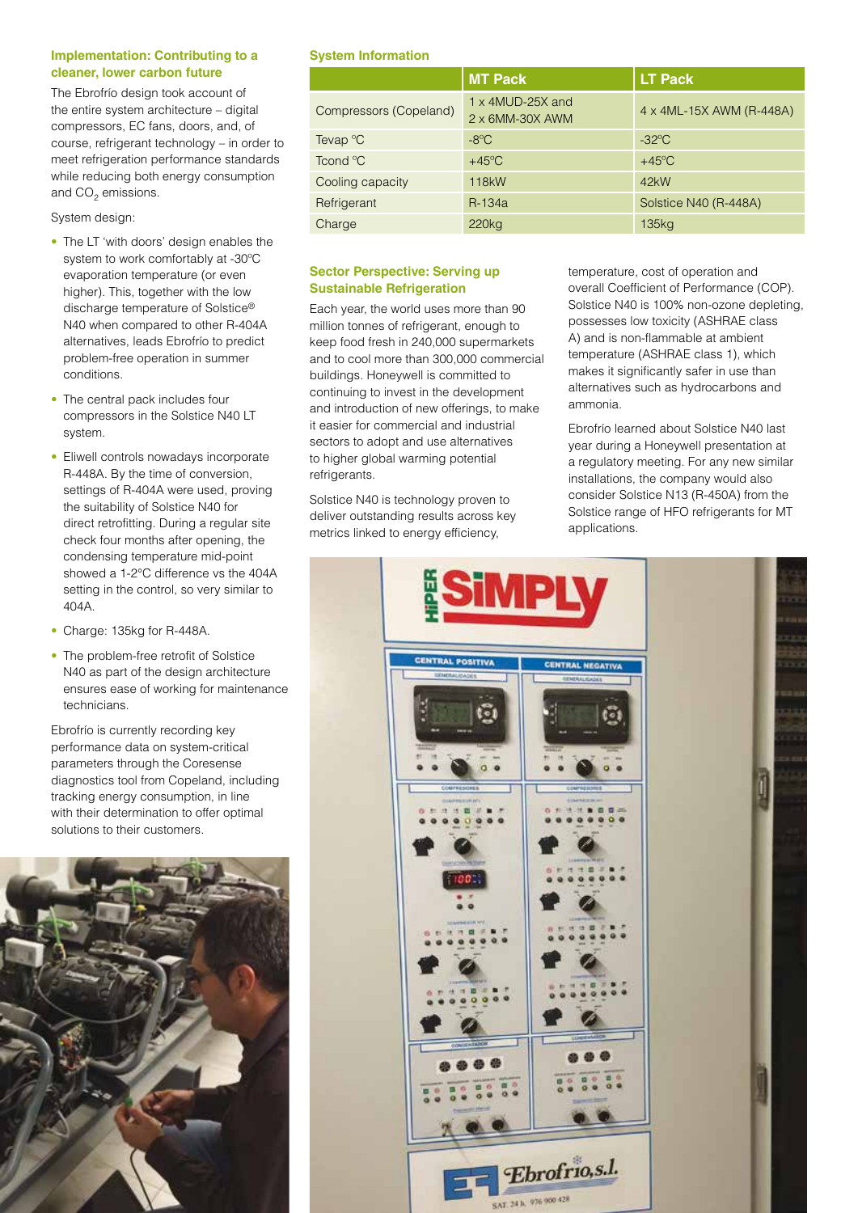### Implementation: Contributing to a cleaner, lower carbon future

The Ebrofrío design took account of the entire system architecture – digital compressors, EC fans, doors, and, of course, refrigerant technology – in order to meet refrigeration performance standards while reducing both energy consumption and $CO_2$ emissions.

System design:

- The LT 'with doors' design enables the system to work comfortably at -30ºC evaporation temperature (or even higher). This, together with the low discharge temperature of Solstice® N40 when compared to other R-404A alternatives, leads Ebrofrío to predict problem-free operation in summer conditions.
- The central pack includes four compressors in the Solstice N40 LT system.
- Eliwell controls nowadays incorporate R-448A. By the time of conversion, settings of R-404A were used, proving the suitability of Solstice N40 for direct retrofitting. During a regular site check four months after opening, the condensing temperature mid-point showed a 1-2°C difference vs the 404A setting in the control, so very similar to 404A.
- Charge: 135kg for R-448A.
- The problem-free retrofit of Solstice N40 as part of the design architecture ensures ease of working for maintenance technicians.

Ebrofrío is currently recording key performance data on system-critical parameters through the Coresense diagnostics tool from Copeland, including tracking energy consumption, in line with their determination to offer optimal solutions to their customers.

### System Information

| | MT Pack | LT Pack |
|---|---|---|
| Compressors (Copeland) | 1 x 4MUD-25X and 2 x 6MM-30X AWM | 4 x 4ML-15X AWM (R-448A) |
| Tevap ºC | -8ºC | -32ºC |
| Tcond ºC | +45ºC | +45ºC |
| Cooling capacity | 118kW | 42kW |
| Refrigerant | R-134a | Solstice N40 (R-448A) |
| Charge | 220kg | 135kg |

### Sector Perspective: Serving up Sustainable Refrigeration

Each year, the world uses more than 90 million tonnes of refrigerant, enough to keep food fresh in 240,000 supermarkets and to cool more than 300,000 commercial buildings. Honeywell is committed to continuing to invest in the development and introduction of new offerings, to make it easier for commercial and industrial sectors to adopt and use alternatives to higher global warming potential refrigerants.

Solstice N40 is technology proven to deliver outstanding results across key metrics linked to energy efficiency, temperature, cost of operation and overall Coefficient of Performance (COP). Solstice N40 is 100% non-ozone depleting, possesses low toxicity (ASHRAE class A) and is non-flammable at ambient temperature (ASHRAE class 1), which makes it significantly safer in use than alternatives such as hydrocarbons and ammonia.

Ebrofrío learned about Solstice N40 last year during a Honeywell presentation at a regulatory meeting. For any new similar installations, the company would also consider Solstice N13 (R-450A) from the Solstice range of HFO refrigerants for MT applications.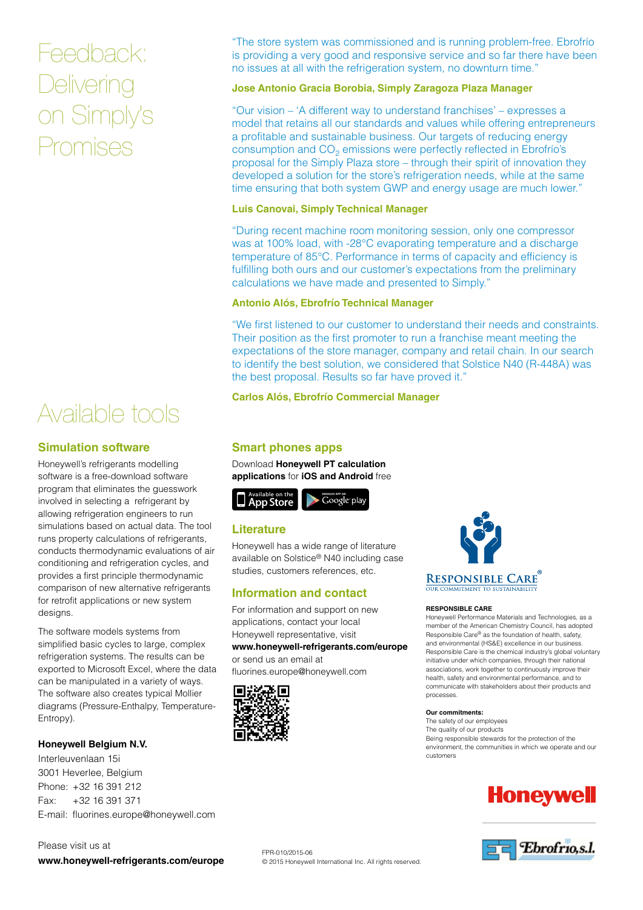# Feedback: Delivering on Simply's Promises

"The store system was commissioned and is running problem-free. Ebrofrío is providing a very good and responsive service and so far there have been no issues at all with the refrigeration system, no downturn time."

**Jose Antonio Gracia Borobia, Simply Zaragoza Plaza Manager**

"Our vision – 'A different way to understand franchises' – expresses a model that retains all our standards and values while offering entrepreneurs a profitable and sustainable business. Our targets of reducing energy consumption and $CO_2$ emissions were perfectly reflected in Ebrofrío's proposal for the Simply Plaza store – through their spirit of innovation they developed a solution for the store's refrigeration needs, while at the same time ensuring that both system GWP and energy usage are much lower."

**Luis Canovai, Simply Technical Manager**

"During recent machine room monitoring session, only one compressor was at 100% load, with -28°C evaporating temperature and a discharge temperature of 85°C. Performance in terms of capacity and efficiency is fulfilling both ours and our customer's expectations from the preliminary calculations we have made and presented to Simply."

**Antonio Alós, Ebrofrío Technical Manager**

"We first listened to our customer to understand their needs and constraints. Their position as the first promoter to run a franchise meant meeting the expectations of the store manager, company and retail chain. In our search to identify the best solution, we considered that Solstice N40 (R-448A) was the best proposal. Results so far have proved it."

**Carlos Alós, Ebrofrío Commercial Manager**

# Available tools

## Simulation software

Honeywell's refrigerants modelling software is a free-download software program that eliminates the guesswork involved in selecting a refrigerant by allowing refrigeration engineers to run simulations based on actual data. The tool runs property calculations of refrigerants, conducts thermodynamic evaluations of air conditioning and refrigeration cycles, and provides a first principle thermodynamic comparison of new alternative refrigerants for retrofit applications or new system designs.

The software models systems from simplified basic cycles to large, complex refrigeration systems. The results can be exported to Microsoft Excel, where the data can be manipulated in a variety of ways. The software also creates typical Mollier diagrams (Pressure-Enthalpy, Temperature-Entropy).

**Honeywell Belgium N.V.**
Interleuvenlaan 15i
3001 Heverlee, Belgium
Phone: +32 16 391 212
Fax: +32 16 391 371
E-mail: fluorines.europe@honeywell.com

Please visit us at
**www.honeywell-refrigerants.com/europe**

## Smart phones apps

Download **Honeywell PT calculation applications** for **iOS and Android** free

Available on the App Store | Android app on Google play

## Literature

Honeywell has a wide range of literature available on Solstice® N40 including case studies, customers references, etc.

## Information and contact

For information and support on new applications, contact your local Honeywell representative, visit
**www.honeywell-refrigerants.com/europe**
or send us an email at
fluorines.europe@honeywell.com

RESPONSIBLE CARE®
OUR COMMITMENT TO SUSTAINABILITY

**RESPONSIBLE CARE**
Honeywell Performance Materials and Technologies, as a member of the American Chemistry Council, has adopted Responsible Care® as the foundation of health, safety, and environmental (HS&E) excellence in our business. Responsible Care is the chemical industry's global voluntary initiative under which companies, through their national associations, work together to continuously improve their health, safety and environmental performance, and to communicate with stakeholders about their products and processes.

**Our commitments:**
The safety of our employees
The quality of our products
Being responsible stewards for the protection of the environment, the communities in which we operate and our customers

Honeywell

Ebrofrío, s.l.

FPR-010/2015-06
© 2015 Honeywell International Inc. All rights reserved.